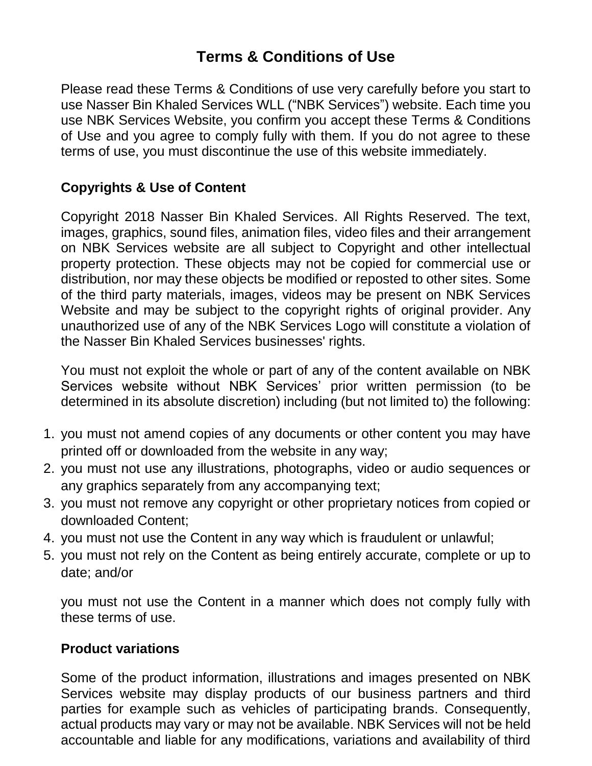# Terms & Conditions of Use

Please read these Terms & Conditions of use very carefully before you start to use Nasser Bin Khaled Services WLL ("NBK Services") website. Each time you use NBK Services Website, you confirm you accept these Terms & Conditions of Use and you agree to comply fully with them. If you do not agree to these terms of use, you must discontinue the use of this website immediately.

## Copyrights & Use of Content

Copyright 2018 Nasser Bin Khaled Services. All Rights Reserved. The text, images, graphics, sound files, animation files, video files and their arrangement on NBK Services website are all subject to Copyright and other intellectual property protection. These objects may not be copied for commercial use or distribution, nor may these objects be modified or reposted to other sites. Some of the third party materials, images, videos may be present on NBK Services Website and may be subject to the copyright rights of original provider. Any unauthorized use of any of the NBK Services Logo will constitute a violation of the Nasser Bin Khaled Services businesses' rights.

You must not exploit the whole or part of any of the content available on NBK Services website without NBK Services' prior written permission (to be determined in its absolute discretion) including (but not limited to) the following:

1. you must not amend copies of any documents or other content you may have printed off or downloaded from the website in any way;
2. you must not use any illustrations, photographs, video or audio sequences or any graphics separately from any accompanying text;
3. you must not remove any copyright or other proprietary notices from copied or downloaded Content;
4. you must not use the Content in any way which is fraudulent or unlawful;
5. you must not rely on the Content as being entirely accurate, complete or up to date; and/or

you must not use the Content in a manner which does not comply fully with these terms of use.

## Product variations

Some of the product information, illustrations and images presented on NBK Services website may display products of our business partners and third parties for example such as vehicles of participating brands. Consequently, actual products may vary or may not be available. NBK Services will not be held accountable and liable for any modifications, variations and availability of third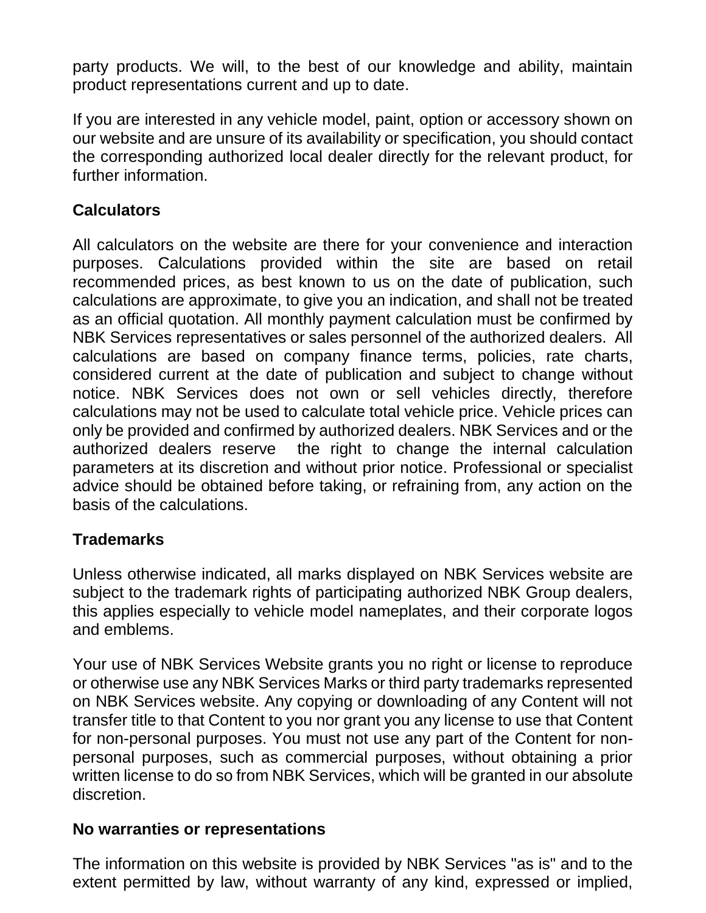party products. We will, to the best of our knowledge and ability, maintain product representations current and up to date.

If you are interested in any vehicle model, paint, option or accessory shown on our website and are unsure of its availability or specification, you should contact the corresponding authorized local dealer directly for the relevant product, for further information.

## Calculators

All calculators on the website are there for your convenience and interaction purposes. Calculations provided within the site are based on retail recommended prices, as best known to us on the date of publication, such calculations are approximate, to give you an indication, and shall not be treated as an official quotation. All monthly payment calculation must be confirmed by NBK Services representatives or sales personnel of the authorized dealers. All calculations are based on company finance terms, policies, rate charts, considered current at the date of publication and subject to change without notice. NBK Services does not own or sell vehicles directly, therefore calculations may not be used to calculate total vehicle price. Vehicle prices can only be provided and confirmed by authorized dealers. NBK Services and or the authorized dealers reserve the right to change the internal calculation parameters at its discretion and without prior notice. Professional or specialist advice should be obtained before taking, or refraining from, any action on the basis of the calculations.

## Trademarks

Unless otherwise indicated, all marks displayed on NBK Services website are subject to the trademark rights of participating authorized NBK Group dealers, this applies especially to vehicle model nameplates, and their corporate logos and emblems.

Your use of NBK Services Website grants you no right or license to reproduce or otherwise use any NBK Services Marks or third party trademarks represented on NBK Services website. Any copying or downloading of any Content will not transfer title to that Content to you nor grant you any license to use that Content for non-personal purposes. You must not use any part of the Content for non-personal purposes, such as commercial purposes, without obtaining a prior written license to do so from NBK Services, which will be granted in our absolute discretion.

## No warranties or representations

The information on this website is provided by NBK Services "as is" and to the extent permitted by law, without warranty of any kind, expressed or implied,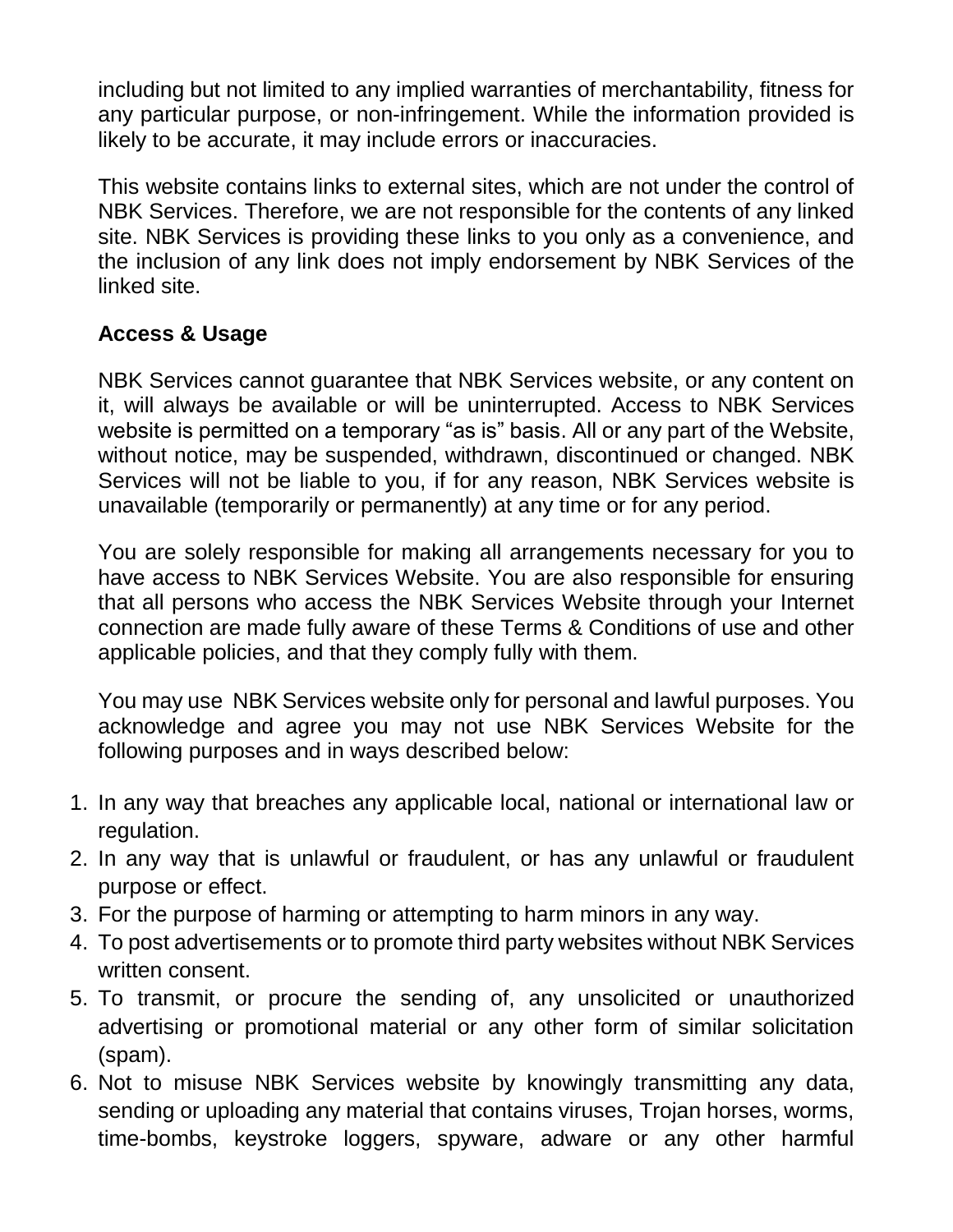including but not limited to any implied warranties of merchantability, fitness for any particular purpose, or non-infringement. While the information provided is likely to be accurate, it may include errors or inaccuracies.

This website contains links to external sites, which are not under the control of NBK Services. Therefore, we are not responsible for the contents of any linked site. NBK Services is providing these links to you only as a convenience, and the inclusion of any link does not imply endorsement by NBK Services of the linked site.

**Access & Usage**

NBK Services cannot guarantee that NBK Services website, or any content on it, will always be available or will be uninterrupted. Access to NBK Services website is permitted on a temporary “as is” basis. All or any part of the Website, without notice, may be suspended, withdrawn, discontinued or changed. NBK Services will not be liable to you, if for any reason, NBK Services website is unavailable (temporarily or permanently) at any time or for any period.

You are solely responsible for making all arrangements necessary for you to have access to NBK Services Website. You are also responsible for ensuring that all persons who access the NBK Services Website through your Internet connection are made fully aware of these Terms & Conditions of use and other applicable policies, and that they comply fully with them.

You may use NBK Services website only for personal and lawful purposes. You acknowledge and agree you may not use NBK Services Website for the following purposes and in ways described below:

1. In any way that breaches any applicable local, national or international law or regulation.
2. In any way that is unlawful or fraudulent, or has any unlawful or fraudulent purpose or effect.
3. For the purpose of harming or attempting to harm minors in any way.
4. To post advertisements or to promote third party websites without NBK Services written consent.
5. To transmit, or procure the sending of, any unsolicited or unauthorized advertising or promotional material or any other form of similar solicitation (spam).
6. Not to misuse NBK Services website by knowingly transmitting any data, sending or uploading any material that contains viruses, Trojan horses, worms, time-bombs, keystroke loggers, spyware, adware or any other harmful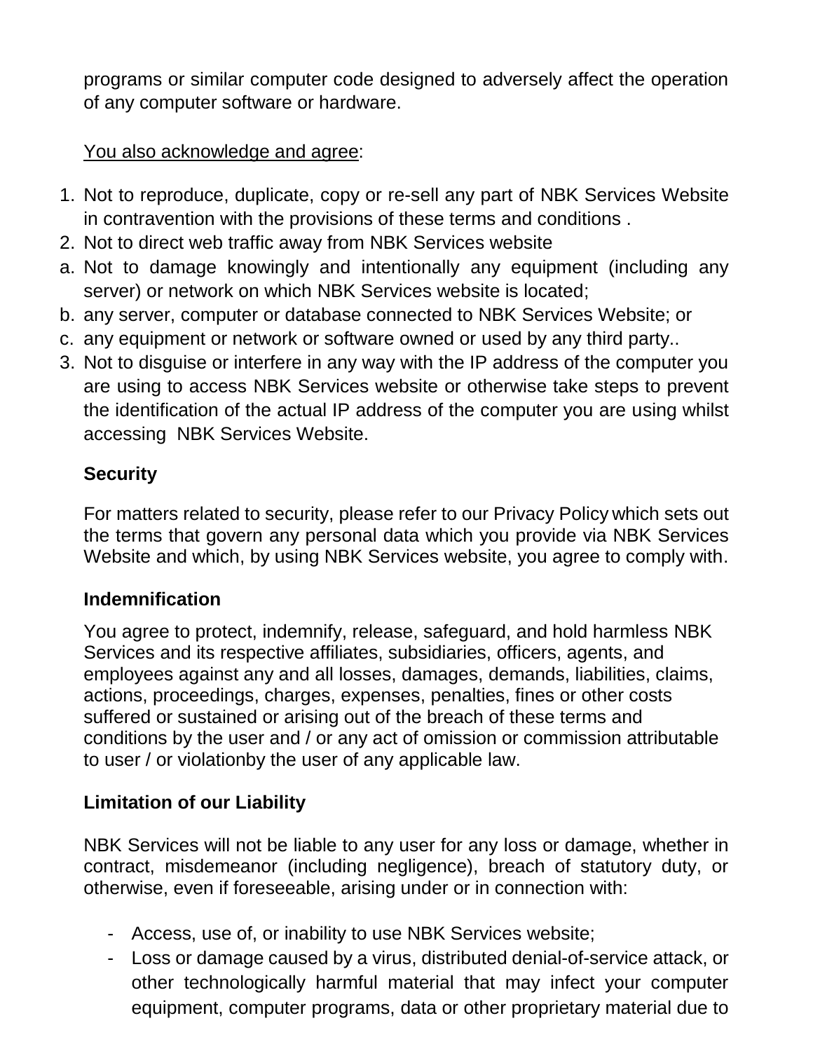programs or similar computer code designed to adversely affect the operation of any computer software or hardware.

<u>You also acknowledge and agree</u>:

1. Not to reproduce, duplicate, copy or re-sell any part of NBK Services Website in contravention with the provisions of these terms and conditions .
2. Not to direct web traffic away from NBK Services website

a. Not to damage knowingly and intentionally any equipment (including any server) or network on which NBK Services website is located;
b. any server, computer or database connected to NBK Services Website; or
c. any equipment or network or software owned or used by any third party..

3. Not to disguise or interfere in any way with the IP address of the computer you are using to access NBK Services website or otherwise take steps to prevent the identification of the actual IP address of the computer you are using whilst accessing NBK Services Website.

**Security**

For matters related to security, please refer to our Privacy Policy which sets out the terms that govern any personal data which you provide via NBK Services Website and which, by using NBK Services website, you agree to comply with.

**Indemnification**

You agree to protect, indemnify, release, safeguard, and hold harmless NBK Services and its respective affiliates, subsidiaries, officers, agents, and employees against any and all losses, damages, demands, liabilities, claims, actions, proceedings, charges, expenses, penalties, fines or other costs suffered or sustained or arising out of the breach of these terms and conditions by the user and / or any act of omission or commission attributable to user / or violationby the user of any applicable law.

**Limitation of our Liability**

NBK Services will not be liable to any user for any loss or damage, whether in contract, misdemeanor (including negligence), breach of statutory duty, or otherwise, even if foreseeable, arising under or in connection with:

- Access, use of, or inability to use NBK Services website;
- Loss or damage caused by a virus, distributed denial-of-service attack, or other technologically harmful material that may infect your computer equipment, computer programs, data or other proprietary material due to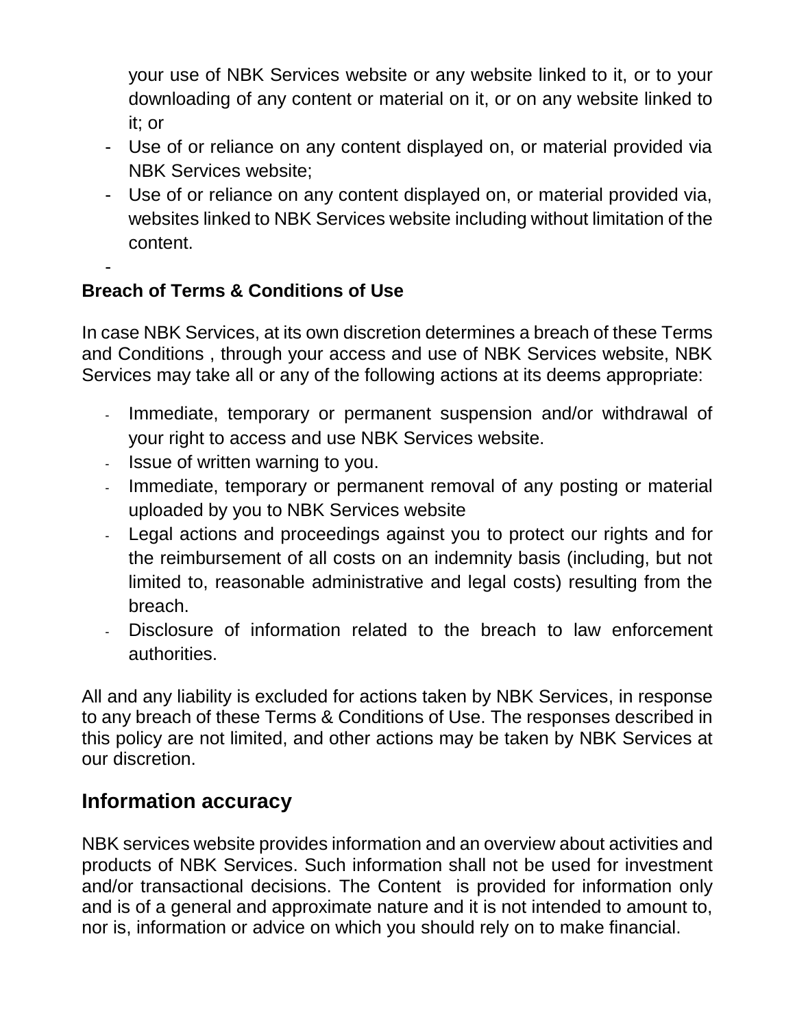your use of NBK Services website or any website linked to it, or to your downloading of any content or material on it, or on any website linked to it; or

- Use of or reliance on any content displayed on, or material provided via NBK Services website;
- Use of or reliance on any content displayed on, or material provided via, websites linked to NBK Services website including without limitation of the content.
-

**Breach of Terms & Conditions of Use**

In case NBK Services, at its own discretion determines a breach of these Terms and Conditions , through your access and use of NBK Services website, NBK Services may take all or any of the following actions at its deems appropriate:

- Immediate, temporary or permanent suspension and/or withdrawal of your right to access and use NBK Services website.
- Issue of written warning to you.
- Immediate, temporary or permanent removal of any posting or material uploaded by you to NBK Services website
- Legal actions and proceedings against you to protect our rights and for the reimbursement of all costs on an indemnity basis (including, but not limited to, reasonable administrative and legal costs) resulting from the breach.
- Disclosure of information related to the breach to law enforcement authorities.

All and any liability is excluded for actions taken by NBK Services, in response to any breach of these Terms & Conditions of Use. The responses described in this policy are not limited, and other actions may be taken by NBK Services at our discretion.

## Information accuracy

NBK services website provides information and an overview about activities and products of NBK Services. Such information shall not be used for investment and/or transactional decisions. The Content is provided for information only and is of a general and approximate nature and it is not intended to amount to, nor is, information or advice on which you should rely on to make financial.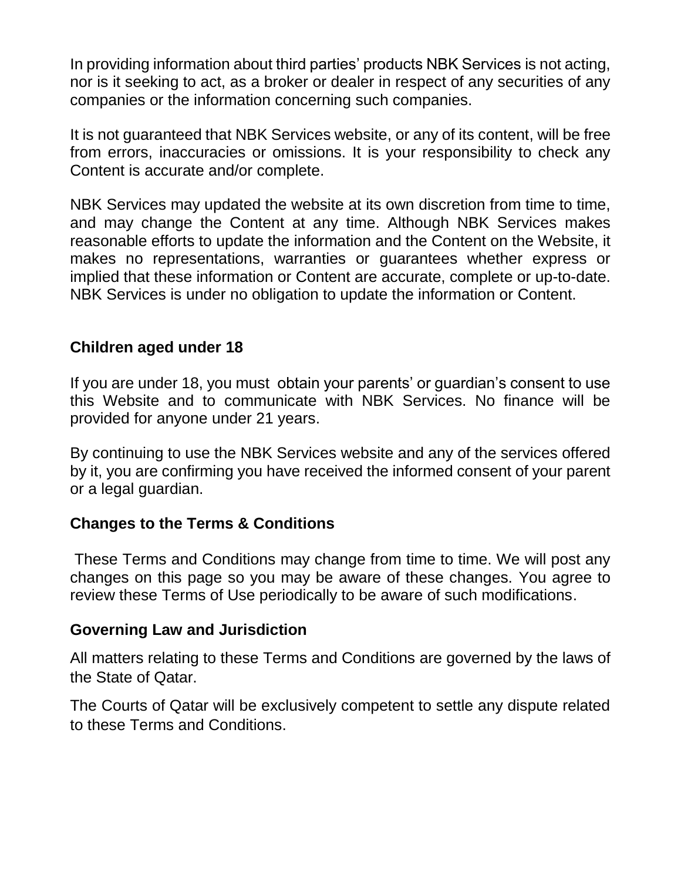In providing information about third parties' products NBK Services is not acting, nor is it seeking to act, as a broker or dealer in respect of any securities of any companies or the information concerning such companies.

It is not guaranteed that NBK Services website, or any of its content, will be free from errors, inaccuracies or omissions. It is your responsibility to check any Content is accurate and/or complete.

NBK Services may updated the website at its own discretion from time to time, and may change the Content at any time. Although NBK Services makes reasonable efforts to update the information and the Content on the Website, it makes no representations, warranties or guarantees whether express or implied that these information or Content are accurate, complete or up-to-date. NBK Services is under no obligation to update the information or Content.

## Children aged under 18

If you are under 18, you must obtain your parents' or guardian's consent to use this Website and to communicate with NBK Services. No finance will be provided for anyone under 21 years.

By continuing to use the NBK Services website and any of the services offered by it, you are confirming you have received the informed consent of your parent or a legal guardian.

## Changes to the Terms & Conditions

These Terms and Conditions may change from time to time. We will post any changes on this page so you may be aware of these changes. You agree to review these Terms of Use periodically to be aware of such modifications.

## Governing Law and Jurisdiction

All matters relating to these Terms and Conditions are governed by the laws of the State of Qatar.

The Courts of Qatar will be exclusively competent to settle any dispute related to these Terms and Conditions.